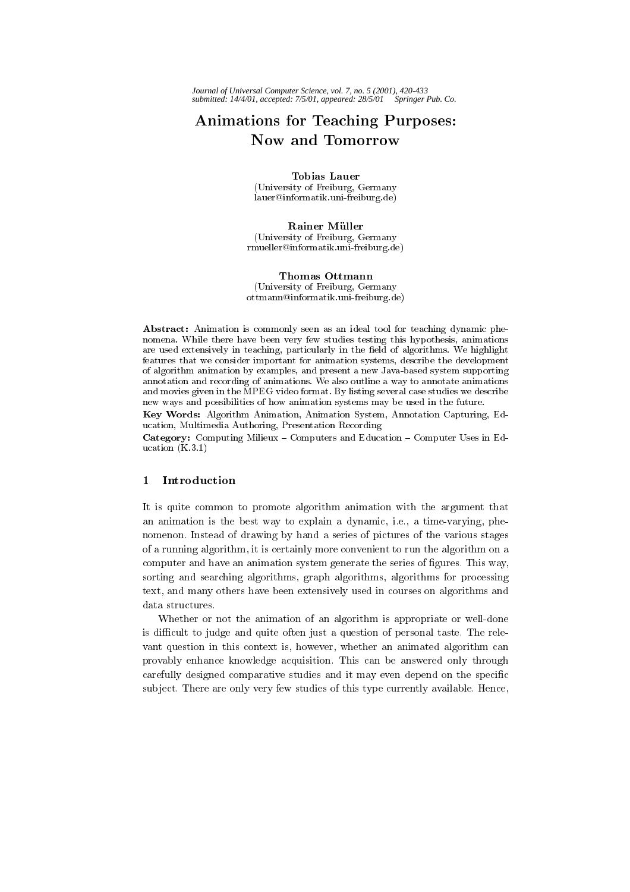# Animations for Teaching Purposes: Now and Tomorrow

**Tobias Lauer**
(University of Freiburg, Germany
lauer@informatik.uni-freiburg.de)

**Rainer Müller**
(University of Freiburg, Germany
rmueller@informatik.uni-freiburg.de)

**Thomas Ottmann**
(University of Freiburg, Germany
ottmann@informatik.uni-freiburg.de)

**Abstract:** Animation is commonly seen as an ideal tool for teaching dynamic phenomena. While there have been very few studies testing this hypothesis, animations are used extensively in teaching, particularly in the field of algorithms. We highlight features that we consider important for animation systems, describe the development of algorithm animation by examples, and present a new Java-based system supporting annotation and recording of animations. We also outline a way to annotate animations and movies given in the MPEG video format. By listing several case studies we describe new ways and possibilities of how animation systems may be used in the future.

**Key Words:** Algorithm Animation, Animation System, Annotation Capturing, Education, Multimedia Authoring, Presentation Recording

**Category:** Computing Milieux – Computers and Education – Computer Uses in Education (K.3.1)

## 1 Introduction

It is quite common to promote algorithm animation with the argument that an animation is the best way to explain a dynamic, i.e., a time-varying, phenomenon. Instead of drawing by hand a series of pictures of the various stages of a running algorithm, it is certainly more convenient to run the algorithm on a computer and have an animation system generate the series of figures. This way, sorting and searching algorithms, graph algorithms, algorithms for processing text, and many others have been extensively used in courses on algorithms and data structures.

Whether or not the animation of an algorithm is appropriate or well-done is difficult to judge and quite often just a question of personal taste. The relevant question in this context is, however, whether an animated algorithm can provably enhance knowledge acquisition. This can be answered only through carefully designed comparative studies and it may even depend on the specific subject. There are only very few studies of this type currently available. Hence,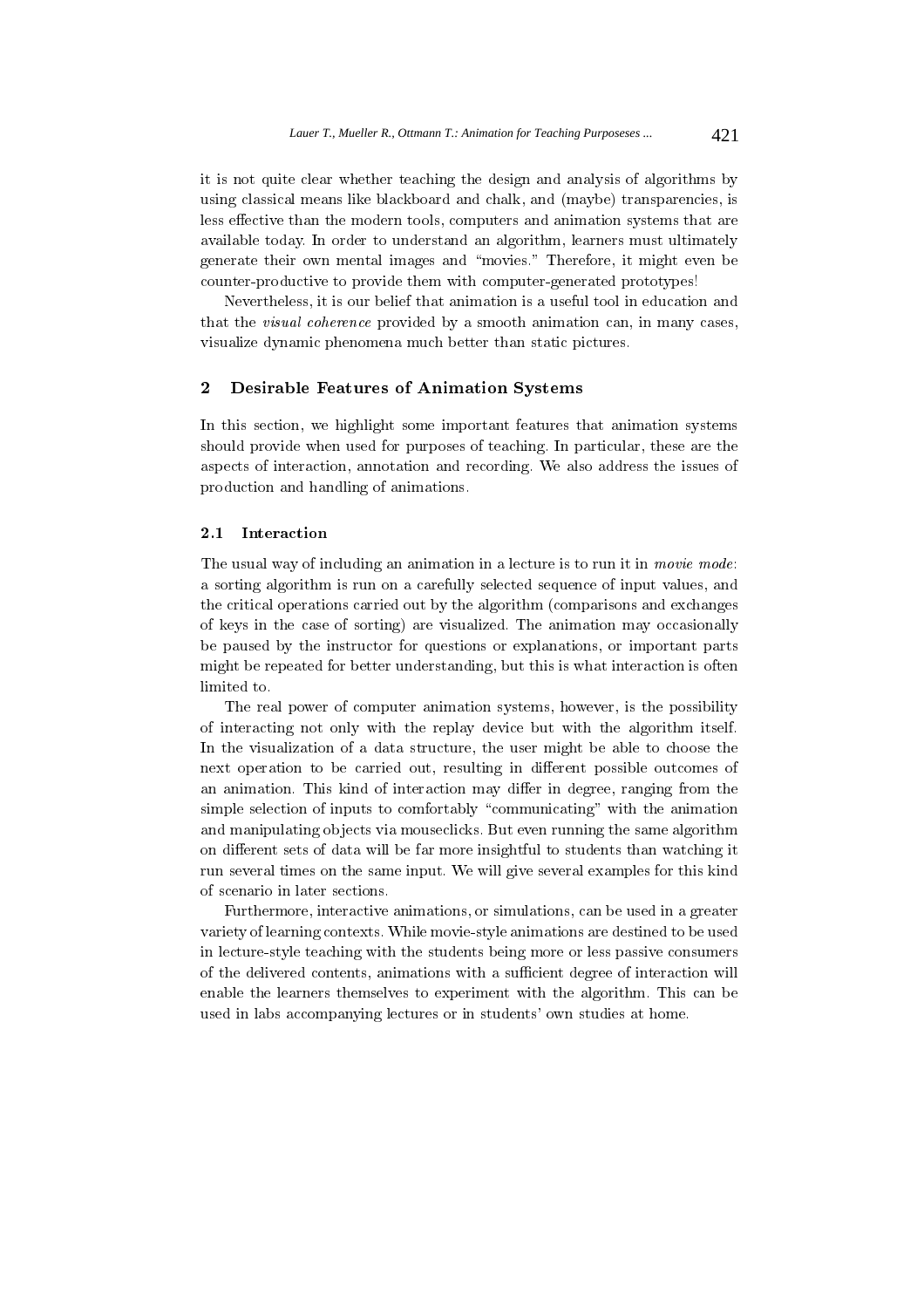it is not quite clear whether teaching the design and analysis of algorithms by using classical means like blackboard and chalk, and (maybe) transparencies, is less effective than the modern tools, computers and animation systems that are available today. In order to understand an algorithm, learners must ultimately generate their own mental images and "movies." Therefore, it might even be counter-productive to provide them with computer-generated prototypes!

Nevertheless, it is our belief that animation is a useful tool in education and that the *visual coherence* provided by a smooth animation can, in many cases, visualize dynamic phenomena much better than static pictures.

## 2 Desirable Features of Animation Systems

In this section, we highlight some important features that animation systems should provide when used for purposes of teaching. In particular, these are the aspects of interaction, annotation and recording. We also address the issues of production and handling of animations.

### 2.1 Interaction

The usual way of including an animation in a lecture is to run it in *movie mode*: a sorting algorithm is run on a carefully selected sequence of input values, and the critical operations carried out by the algorithm (comparisons and exchanges of keys in the case of sorting) are visualized. The animation may occasionally be paused by the instructor for questions or explanations, or important parts might be repeated for better understanding, but this is what interaction is often limited to.

The real power of computer animation systems, however, is the possibility of interacting not only with the replay device but with the algorithm itself. In the visualization of a data structure, the user might be able to choose the next operation to be carried out, resulting in different possible outcomes of an animation. This kind of interaction may differ in degree, ranging from the simple selection of inputs to comfortably "communicating" with the animation and manipulating objects via mouseclicks. But even running the same algorithm on different sets of data will be far more insightful to students than watching it run several times on the same input. We will give several examples for this kind of scenario in later sections.

Furthermore, interactive animations, or simulations, can be used in a greater variety of learning contexts. While movie-style animations are destined to be used in lecture-style teaching with the students being more or less passive consumers of the delivered contents, animations with a sufficient degree of interaction will enable the learners themselves to experiment with the algorithm. This can be used in labs accompanying lectures or in students' own studies at home.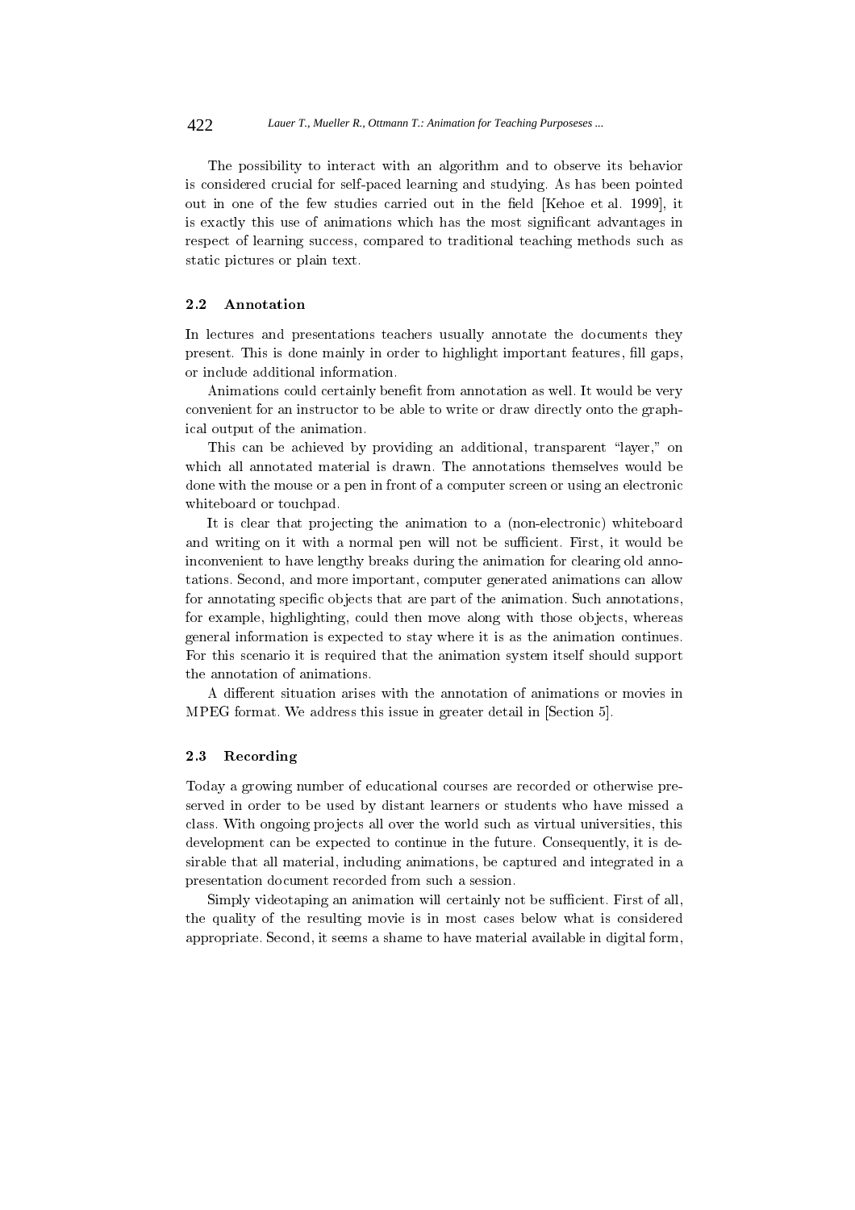The possibility to interact with an algorithm and to observe its behavior is considered crucial for self-paced learning and studying. As has been pointed out in one of the few studies carried out in the field [Kehoe et al. 1999], it is exactly this use of animations which has the most significant advantages in respect of learning success, compared to traditional teaching methods such as static pictures or plain text.

### 2.2 Annotation

In lectures and presentations teachers usually annotate the documents they present. This is done mainly in order to highlight important features, fill gaps, or include additional information.

Animations could certainly benefit from annotation as well. It would be very convenient for an instructor to be able to write or draw directly onto the graphical output of the animation.

This can be achieved by providing an additional, transparent "layer," on which all annotated material is drawn. The annotations themselves would be done with the mouse or a pen in front of a computer screen or using an electronic whiteboard or touchpad.

It is clear that projecting the animation to a (non-electronic) whiteboard and writing on it with a normal pen will not be sufficient. First, it would be inconvenient to have lengthy breaks during the animation for clearing old annotations. Second, and more important, computer generated animations can allow for annotating specific objects that are part of the animation. Such annotations, for example, highlighting, could then move along with those objects, whereas general information is expected to stay where it is as the animation continues. For this scenario it is required that the animation system itself should support the annotation of animations.

A different situation arises with the annotation of animations or movies in MPEG format. We address this issue in greater detail in [Section 5].

### 2.3 Recording

Today a growing number of educational courses are recorded or otherwise preserved in order to be used by distant learners or students who have missed a class. With ongoing projects all over the world such as virtual universities, this development can be expected to continue in the future. Consequently, it is desirable that all material, including animations, be captured and integrated in a presentation document recorded from such a session.

Simply videotaping an animation will certainly not be sufficient. First of all, the quality of the resulting movie is in most cases below what is considered appropriate. Second, it seems a shame to have material available in digital form,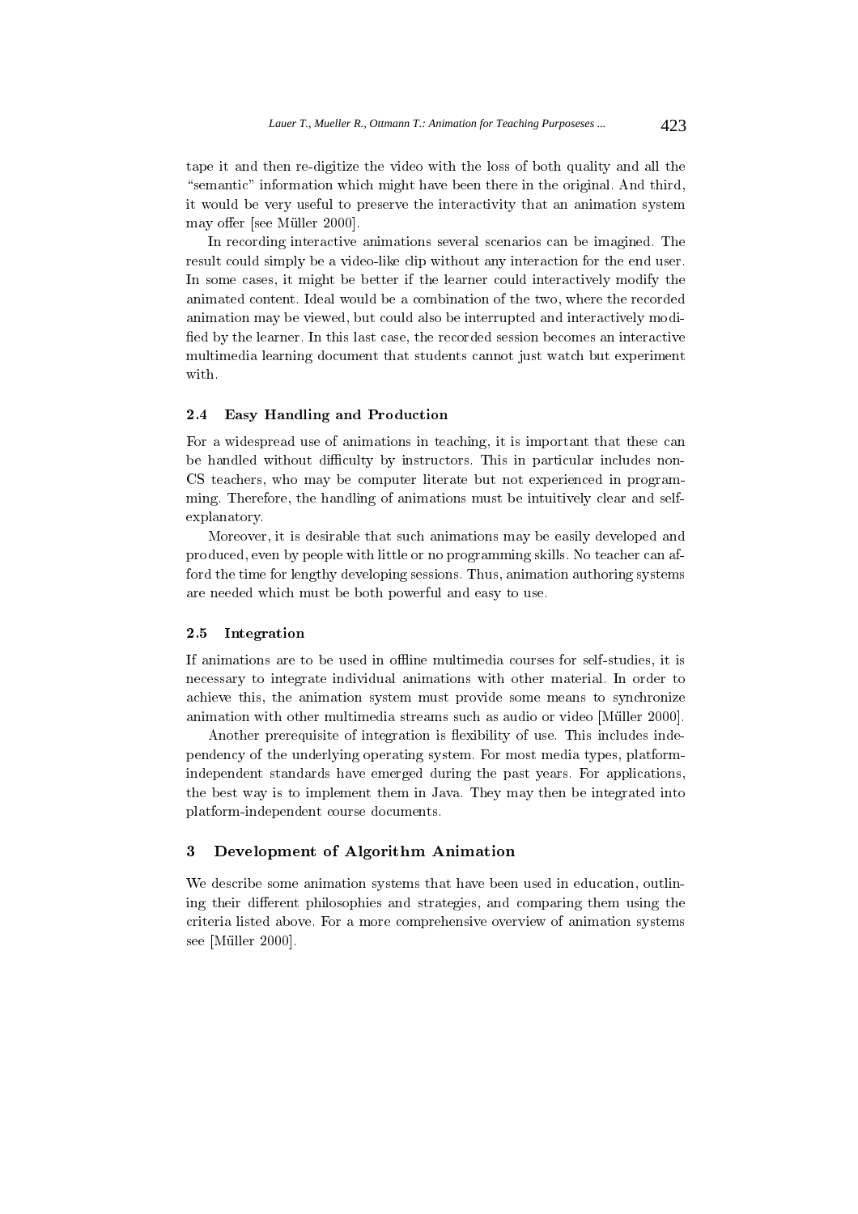tape it and then re-digitize the video with the loss of both quality and all the "semantic" information which might have been there in the original. And third, it would be very useful to preserve the interactivity that an animation system may offer [see Müller 2000].

In recording interactive animations several scenarios can be imagined. The result could simply be a video-like clip without any interaction for the end user. In some cases, it might be better if the learner could interactively modify the animated content. Ideal would be a combination of the two, where the recorded animation may be viewed, but could also be interrupted and interactively modified by the learner. In this last case, the recorded session becomes an interactive multimedia learning document that students cannot just watch but experiment with.

### 2.4 Easy Handling and Production

For a widespread use of animations in teaching, it is important that these can be handled without difficulty by instructors. This in particular includes non-CS teachers, who may be computer literate but not experienced in programming. Therefore, the handling of animations must be intuitively clear and self-explanatory.

Moreover, it is desirable that such animations may be easily developed and produced, even by people with little or no programming skills. No teacher can afford the time for lengthy developing sessions. Thus, animation authoring systems are needed which must be both powerful and easy to use.

### 2.5 Integration

If animations are to be used in offline multimedia courses for self-studies, it is necessary to integrate individual animations with other material. In order to achieve this, the animation system must provide some means to synchronize animation with other multimedia streams such as audio or video [Müller 2000].

Another prerequisite of integration is flexibility of use. This includes independency of the underlying operating system. For most media types, platform-independent standards have emerged during the past years. For applications, the best way is to implement them in Java. They may then be integrated into platform-independent course documents.

## 3 Development of Algorithm Animation

We describe some animation systems that have been used in education, outlining their different philosophies and strategies, and comparing them using the criteria listed above. For a more comprehensive overview of animation systems see [Müller 2000].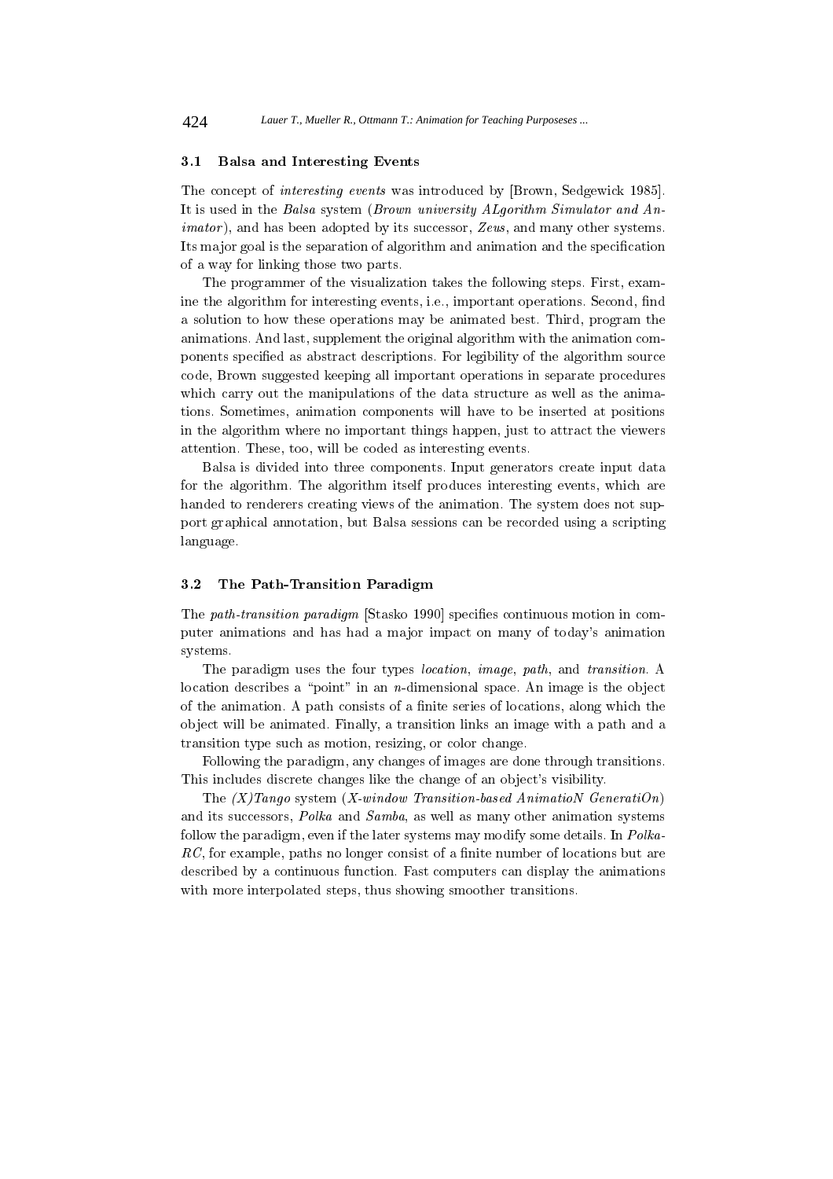### 3.1 Balsa and Interesting Events

The concept of *interesting events* was introduced by [Brown, Sedgewick 1985]. It is used in the *Balsa* system (*Brown university ALgorithm Simulator and Animator*), and has been adopted by its successor, *Zeus*, and many other systems. Its major goal is the separation of algorithm and animation and the specification of a way for linking those two parts.

The programmer of the visualization takes the following steps. First, examine the algorithm for interesting events, i.e., important operations. Second, find a solution to how these operations may be animated best. Third, program the animations. And last, supplement the original algorithm with the animation components specified as abstract descriptions. For legibility of the algorithm source code, Brown suggested keeping all important operations in separate procedures which carry out the manipulations of the data structure as well as the animations. Sometimes, animation components will have to be inserted at positions in the algorithm where no important things happen, just to attract the viewers attention. These, too, will be coded as interesting events.

Balsa is divided into three components. Input generators create input data for the algorithm. The algorithm itself produces interesting events, which are handed to renderers creating views of the animation. The system does not support graphical annotation, but Balsa sessions can be recorded using a scripting language.

### 3.2 The Path-Transition Paradigm

The *path-transition paradigm* [Stasko 1990] specifies continuous motion in computer animations and has had a major impact on many of today's animation systems.

The paradigm uses the four types *location*, *image*, *path*, and *transition*. A location describes a "point" in an $n$-dimensional space. An image is the object of the animation. A path consists of a finite series of locations, along which the object will be animated. Finally, a transition links an image with a path and a transition type such as motion, resizing, or color change.

Following the paradigm, any changes of images are done through transitions. This includes discrete changes like the change of an object's visibility.

The *(X)Tango* system (*X-window Transition-based AnimatioN GeneratiOn*) and its successors, *Polka* and *Samba*, as well as many other animation systems follow the paradigm, even if the later systems may modify some details. In *Polka-RC*, for example, paths no longer consist of a finite number of locations but are described by a continuous function. Fast computers can display the animations with more interpolated steps, thus showing smoother transitions.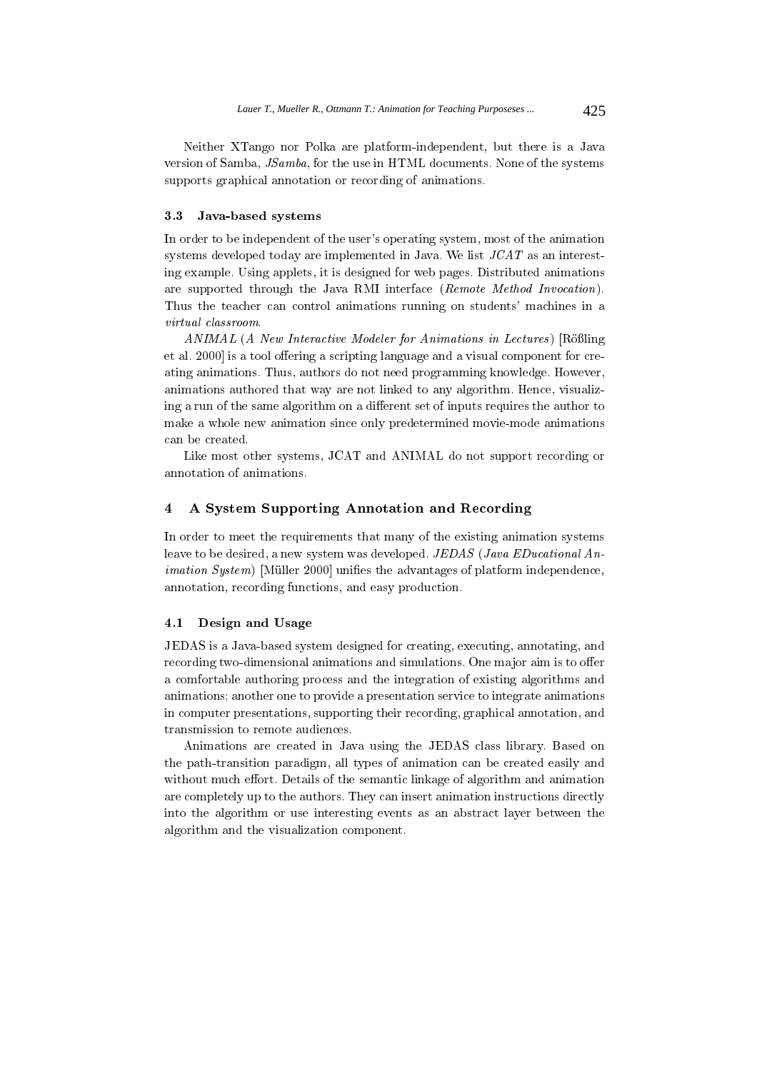Neither XTango nor Polka are platform-independent, but there is a Java version of Samba, *JSamba*, for the use in HTML documents. None of the systems supports graphical annotation or recording of animations.

### 3.3 Java-based systems

In order to be independent of the user's operating system, most of the animation systems developed today are implemented in Java. We list *JCAT* as an interesting example. Using applets, it is designed for web pages. Distributed animations are supported through the Java RMI interface (*Remote Method Invocation*). Thus the teacher can control animations running on students' machines in a *virtual classroom*.

*ANIMAL* (*A New Interactive Modeler for Animations in Lectures*) [Rößling et al. 2000] is a tool offering a scripting language and a visual component for creating animations. Thus, authors do not need programming knowledge. However, animations authored that way are not linked to any algorithm. Hence, visualizing a run of the same algorithm on a different set of inputs requires the author to make a whole new animation since only predetermined movie-mode animations can be created.

Like most other systems, JCAT and ANIMAL do not support recording or annotation of animations.

## 4 A System Supporting Annotation and Recording

In order to meet the requirements that many of the existing animation systems leave to be desired, a new system was developed. *JEDAS* (*Java EDucational Animation System*) [Müller 2000] unifies the advantages of platform independence, annotation, recording functions, and easy production.

### 4.1 Design and Usage

JEDAS is a Java-based system designed for creating, executing, annotating, and recording two-dimensional animations and simulations. One major aim is to offer a comfortable authoring process and the integration of existing algorithms and animations; another one to provide a presentation service to integrate animations in computer presentations, supporting their recording, graphical annotation, and transmission to remote audiences.

Animations are created in Java using the JEDAS class library. Based on the path-transition paradigm, all types of animation can be created easily and without much effort. Details of the semantic linkage of algorithm and animation are completely up to the authors. They can insert animation instructions directly into the algorithm or use interesting events as an abstract layer between the algorithm and the visualization component.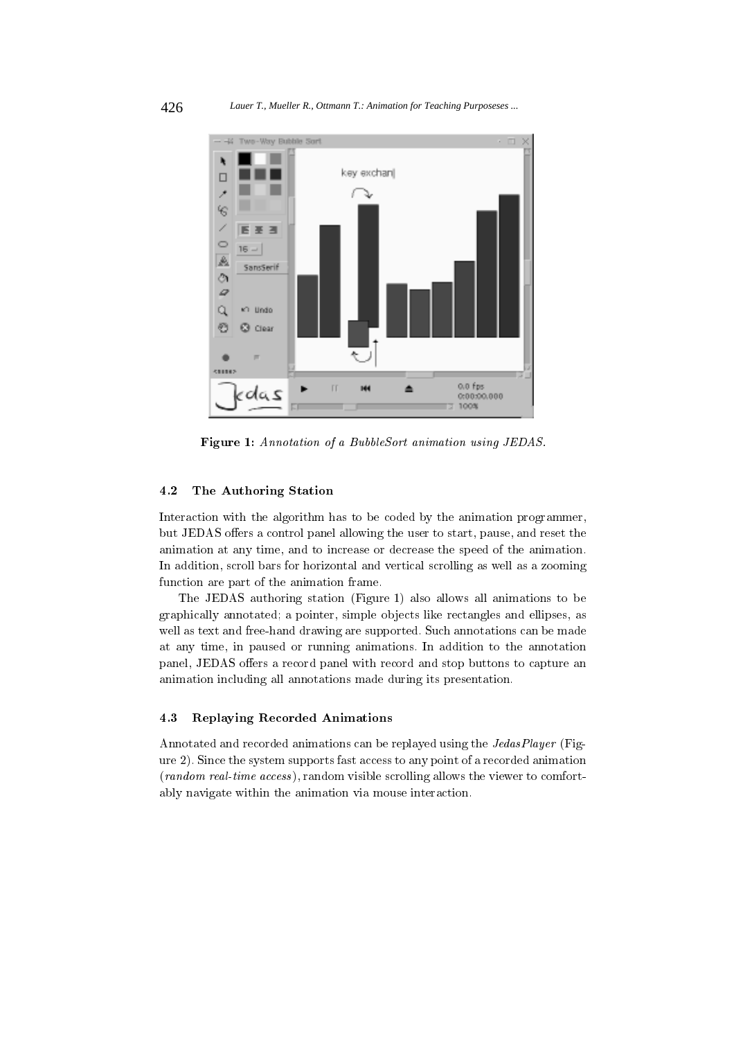**Figure 1:** *Annotation of a BubbleSort animation using JEDAS.*

### 4.2 The Authoring Station

Interaction with the algorithm has to be coded by the animation programmer, but JEDAS offers a control panel allowing the user to start, pause, and reset the animation at any time, and to increase or decrease the speed of the animation. In addition, scroll bars for horizontal and vertical scrolling as well as a zooming function are part of the animation frame.

The JEDAS authoring station (Figure 1) also allows all animations to be graphically annotated: a pointer, simple objects like rectangles and ellipses, as well as text and free-hand drawing are supported. Such annotations can be made at any time, in paused or running animations. In addition to the annotation panel, JEDAS offers a record panel with record and stop buttons to capture an animation including all annotations made during its presentation.

### 4.3 Replaying Recorded Animations

Annotated and recorded animations can be replayed using the *JedasPlayer* (Figure 2). Since the system supports fast access to any point of a recorded animation (*random real-time access*), random visible scrolling allows the viewer to comfortably navigate within the animation via mouse interaction.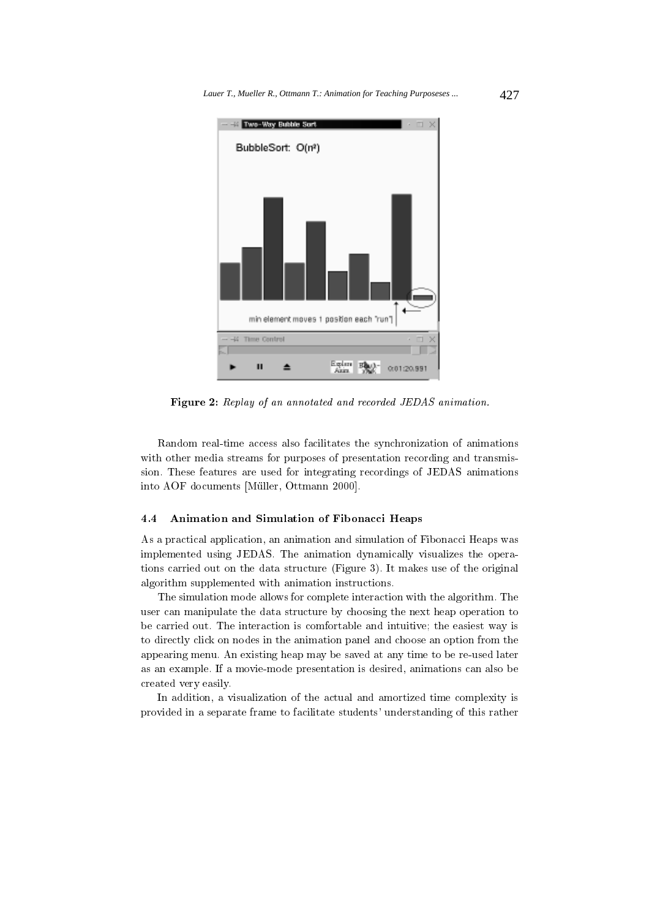**Figure 2:** *Replay of an annotated and recorded JEDAS animation.*

Random real-time access also facilitates the synchronization of animations with other media streams for purposes of presentation recording and transmission. These features are used for integrating recordings of JEDAS animations into AOF documents [Müller, Ottmann 2000].

### 4.4 Animation and Simulation of Fibonacci Heaps

As a practical application, an animation and simulation of Fibonacci Heaps was implemented using JEDAS. The animation dynamically visualizes the operations carried out on the data structure (Figure 3). It makes use of the original algorithm supplemented with animation instructions.

The simulation mode allows for complete interaction with the algorithm. The user can manipulate the data structure by choosing the next heap operation to be carried out. The interaction is comfortable and intuitive; the easiest way is to directly click on nodes in the animation panel and choose an option from the appearing menu. An existing heap may be saved at any time to be re-used later as an example. If a movie-mode presentation is desired, animations can also be created very easily.

In addition, a visualization of the actual and amortized time complexity is provided in a separate frame to facilitate students' understanding of this rather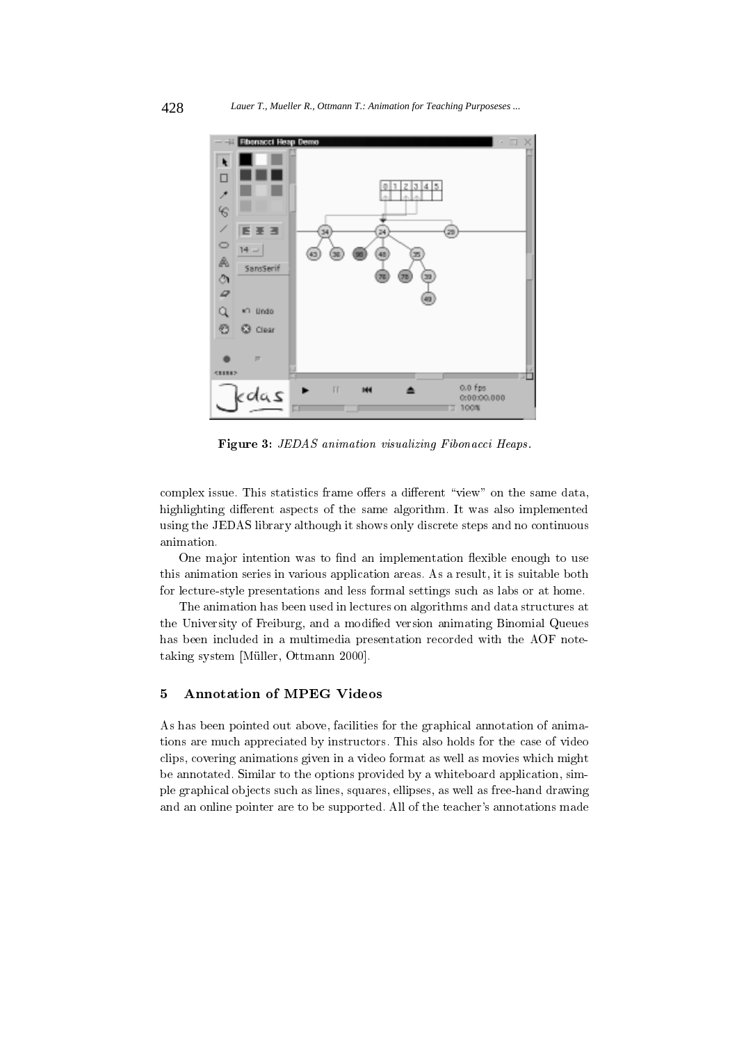**Figure 3:** *JEDAS animation visualizing Fibonacci Heaps.*

complex issue. This statistics frame offers a different "view" on the same data, highlighting different aspects of the same algorithm. It was also implemented using the JEDAS library although it shows only discrete steps and no continuous animation.

One major intention was to find an implementation flexible enough to use this animation series in various application areas. As a result, it is suitable both for lecture-style presentations and less formal settings such as labs or at home.

The animation has been used in lectures on algorithms and data structures at the University of Freiburg, and a modified version animating Binomial Queues has been included in a multimedia presentation recorded with the AOF note-taking system [Müller, Ottmann 2000].

## 5 Annotation of MPEG Videos

As has been pointed out above, facilities for the graphical annotation of animations are much appreciated by instructors. This also holds for the case of video clips, covering animations given in a video format as well as movies which might be annotated. Similar to the options provided by a whiteboard application, simple graphical objects such as lines, squares, ellipses, as well as free-hand drawing and an online pointer are to be supported. All of the teacher's annotations made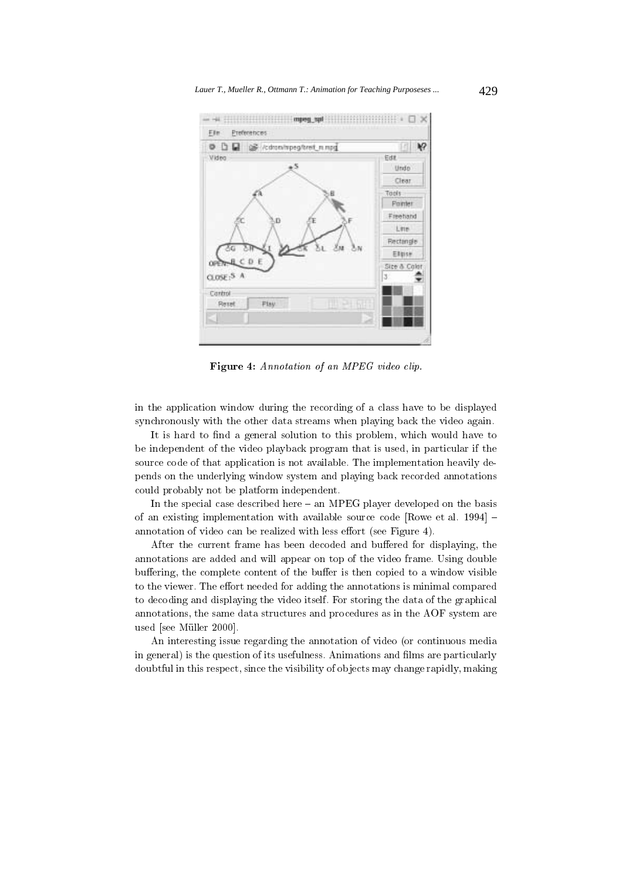**Figure 4:** *Annotation of an MPEG video clip.*

in the application window during the recording of a class have to be displayed synchronously with the other data streams when playing back the video again.

It is hard to find a general solution to this problem, which would have to be independent of the video playback program that is used, in particular if the source code of that application is not available. The implementation heavily depends on the underlying window system and playing back recorded annotations could probably not be platform independent.

In the special case described here – an MPEG player developed on the basis of an existing implementation with available source code [Rowe et al. 1994] – annotation of video can be realized with less effort (see Figure 4).

After the current frame has been decoded and buffered for displaying, the annotations are added and will appear on top of the video frame. Using double buffering, the complete content of the buffer is then copied to a window visible to the viewer. The effort needed for adding the annotations is minimal compared to decoding and displaying the video itself. For storing the data of the graphical annotations, the same data structures and procedures as in the AOF system are used [see Müller 2000].

An interesting issue regarding the annotation of video (or continuous media in general) is the question of its usefulness. Animations and films are particularly doubtful in this respect, since the visibility of objects may change rapidly, making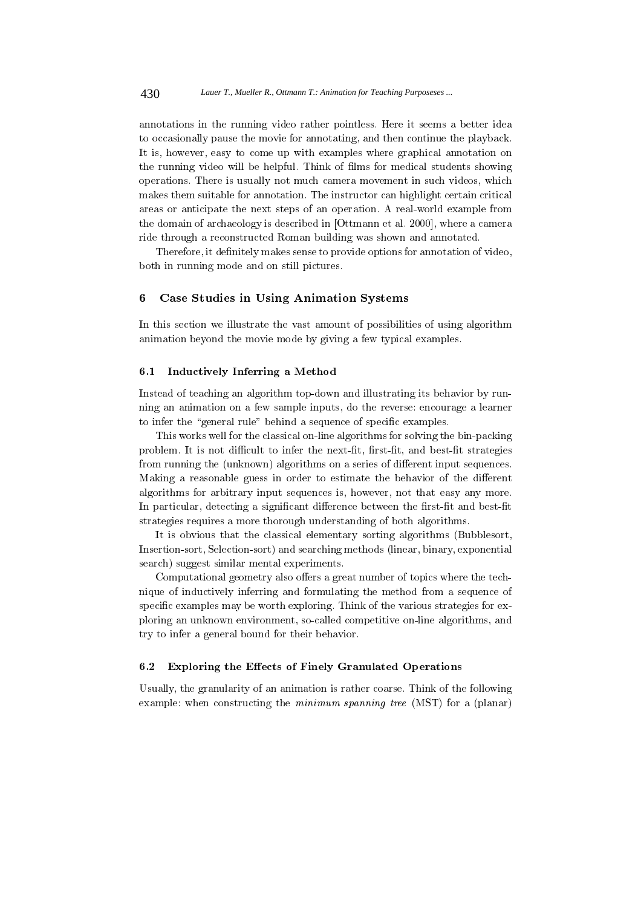annotations in the running video rather pointless. Here it seems a better idea to occasionally pause the movie for annotating, and then continue the playback. It is, however, easy to come up with examples where graphical annotation on the running video will be helpful. Think of films for medical students showing operations. There is usually not much camera movement in such videos, which makes them suitable for annotation. The instructor can highlight certain critical areas or anticipate the next steps of an operation. A real-world example from the domain of archaeology is described in [Ottmann et al. 2000], where a camera ride through a reconstructed Roman building was shown and annotated.

Therefore, it definitely makes sense to provide options for annotation of video, both in running mode and on still pictures.

## 6 Case Studies in Using Animation Systems

In this section we illustrate the vast amount of possibilities of using algorithm animation beyond the movie mode by giving a few typical examples.

### 6.1 Inductively Inferring a Method

Instead of teaching an algorithm top-down and illustrating its behavior by running an animation on a few sample inputs, do the reverse: encourage a learner to infer the "general rule" behind a sequence of specific examples.

This works well for the classical on-line algorithms for solving the bin-packing problem. It is not difficult to infer the next-fit, first-fit, and best-fit strategies from running the (unknown) algorithms on a series of different input sequences. Making a reasonable guess in order to estimate the behavior of the different algorithms for arbitrary input sequences is, however, not that easy any more. In particular, detecting a significant difference between the first-fit and best-fit strategies requires a more thorough understanding of both algorithms.

It is obvious that the classical elementary sorting algorithms (Bubblesort, Insertion-sort, Selection-sort) and searching methods (linear, binary, exponential search) suggest similar mental experiments.

Computational geometry also offers a great number of topics where the technique of inductively inferring and formulating the method from a sequence of specific examples may be worth exploring. Think of the various strategies for exploring an unknown environment, so-called competitive on-line algorithms, and try to infer a general bound for their behavior.

### 6.2 Exploring the Effects of Finely Granulated Operations

Usually, the granularity of an animation is rather coarse. Think of the following example: when constructing the *minimum spanning tree* (MST) for a (planar)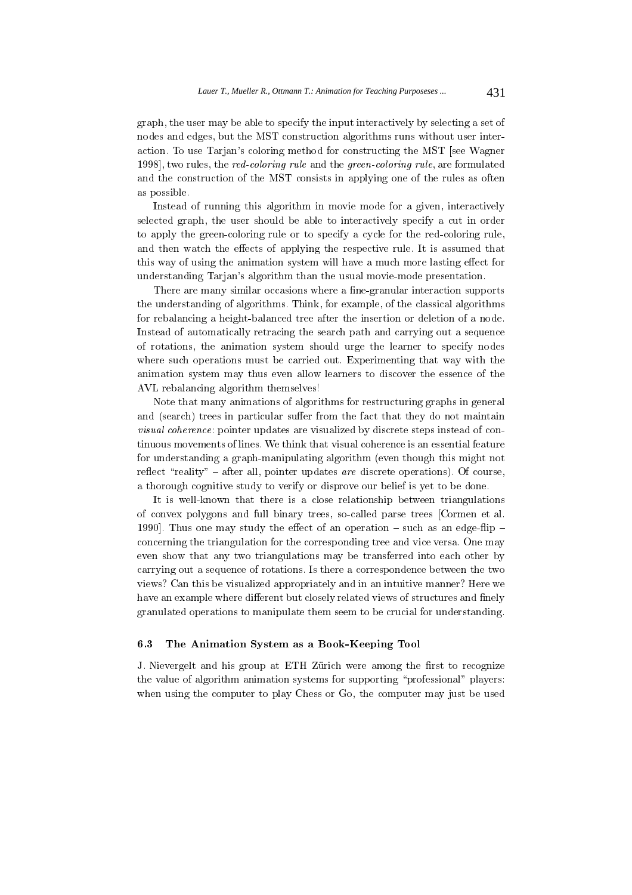graph, the user may be able to specify the input interactively by selecting a set of nodes and edges, but the MST construction algorithms runs without user interaction. To use Tarjan's coloring method for constructing the MST [see Wagner 1998], two rules, the *red-coloring rule* and the *green-coloring rule*, are formulated and the construction of the MST consists in applying one of the rules as often as possible.

Instead of running this algorithm in movie mode for a given, interactively selected graph, the user should be able to interactively specify a cut in order to apply the green-coloring rule or to specify a cycle for the red-coloring rule, and then watch the effects of applying the respective rule. It is assumed that this way of using the animation system will have a much more lasting effect for understanding Tarjan's algorithm than the usual movie-mode presentation.

There are many similar occasions where a fine-granular interaction supports the understanding of algorithms. Think, for example, of the classical algorithms for rebalancing a height-balanced tree after the insertion or deletion of a node. Instead of automatically retracing the search path and carrying out a sequence of rotations, the animation system should urge the learner to specify nodes where such operations must be carried out. Experimenting that way with the animation system may thus even allow learners to discover the essence of the AVL rebalancing algorithm themselves!

Note that many animations of algorithms for restructuring graphs in general and (search) trees in particular suffer from the fact that they do not maintain *visual coherence*: pointer updates are visualized by discrete steps instead of continuous movements of lines. We think that visual coherence is an essential feature for understanding a graph-manipulating algorithm (even though this might not reflect "reality" – after all, pointer updates *are* discrete operations). Of course, a thorough cognitive study to verify or disprove our belief is yet to be done.

It is well-known that there is a close relationship between triangulations of convex polygons and full binary trees, so-called parse trees [Cormen et al. 1990]. Thus one may study the effect of an operation – such as an edge-flip – concerning the triangulation for the corresponding tree and vice versa. One may even show that any two triangulations may be transferred into each other by carrying out a sequence of rotations. Is there a correspondence between the two views? Can this be visualized appropriately and in an intuitive manner? Here we have an example where different but closely related views of structures and finely granulated operations to manipulate them seem to be crucial for understanding.

### 6.3 The Animation System as a Book-Keeping Tool

J. Nievergelt and his group at ETH Zürich were among the first to recognize the value of algorithm animation systems for supporting "professional" players: when using the computer to play Chess or Go, the computer may just be used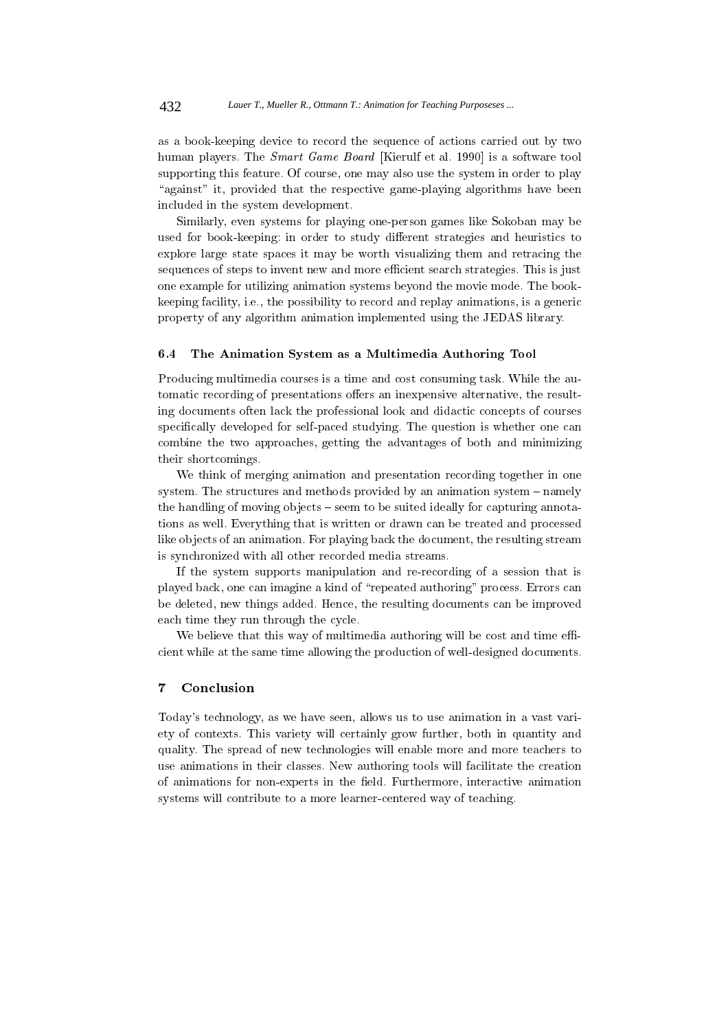as a book-keeping device to record the sequence of actions carried out by two human players. The *Smart Game Board* [Kierulf et al. 1990] is a software tool supporting this feature. Of course, one may also use the system in order to play "against" it, provided that the respective game-playing algorithms have been included in the system development.

Similarly, even systems for playing one-person games like Sokoban may be used for book-keeping: in order to study different strategies and heuristics to explore large state spaces it may be worth visualizing them and retracing the sequences of steps to invent new and more efficient search strategies. This is just one example for utilizing animation systems beyond the movie mode. The book-keeping facility, i.e., the possibility to record and replay animations, is a generic property of any algorithm animation implemented using the JEDAS library.

### 6.4 The Animation System as a Multimedia Authoring Tool

Producing multimedia courses is a time and cost consuming task. While the automatic recording of presentations offers an inexpensive alternative, the resulting documents often lack the professional look and didactic concepts of courses specifically developed for self-paced studying. The question is whether one can combine the two approaches, getting the advantages of both and minimizing their shortcomings.

We think of merging animation and presentation recording together in one system. The structures and methods provided by an animation system – namely the handling of moving objects – seem to be suited ideally for capturing annotations as well. Everything that is written or drawn can be treated and processed like objects of an animation. For playing back the document, the resulting stream is synchronized with all other recorded media streams.

If the system supports manipulation and re-recording of a session that is played back, one can imagine a kind of "repeated authoring" process. Errors can be deleted, new things added. Hence, the resulting documents can be improved each time they run through the cycle.

We believe that this way of multimedia authoring will be cost and time efficient while at the same time allowing the production of well-designed documents.

## 7 Conclusion

Today's technology, as we have seen, allows us to use animation in a vast variety of contexts. This variety will certainly grow further, both in quantity and quality. The spread of new technologies will enable more and more teachers to use animations in their classes. New authoring tools will facilitate the creation of animations for non-experts in the field. Furthermore, interactive animation systems will contribute to a more learner-centered way of teaching.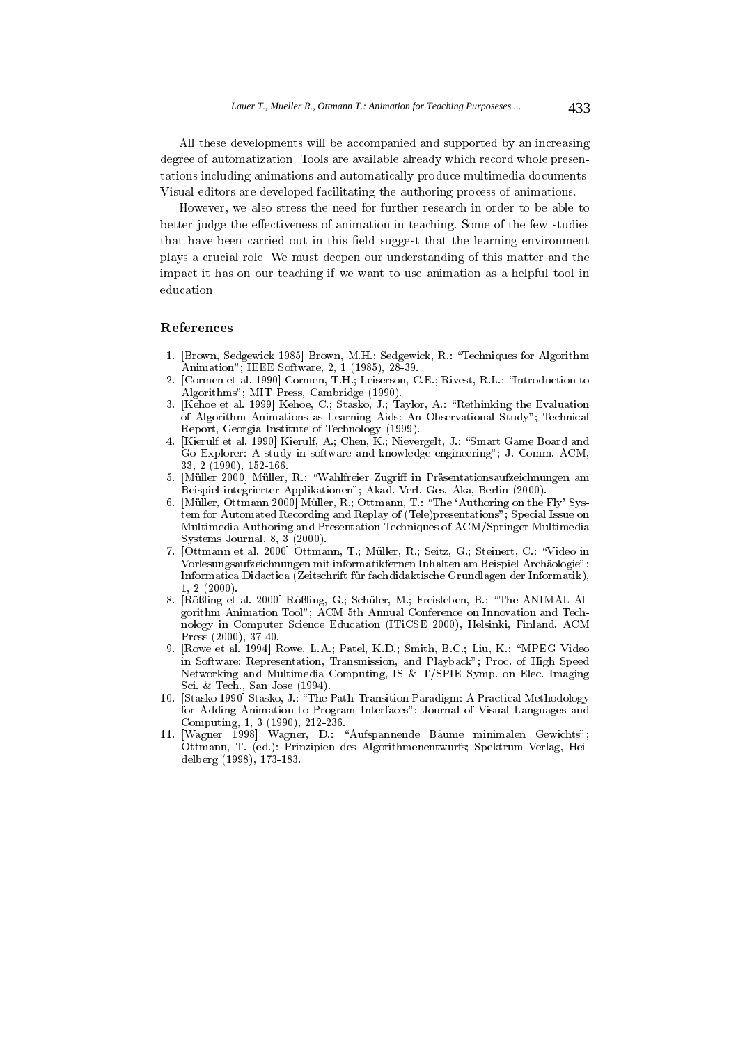All these developments will be accompanied and supported by an increasing degree of automatization. Tools are available already which record whole presentations including animations and automatically produce multimedia documents. Visual editors are developed facilitating the authoring process of animations.

However, we also stress the need for further research in order to be able to better judge the effectiveness of animation in teaching. Some of the few studies that have been carried out in this field suggest that the learning environment plays a crucial role. We must deepen our understanding of this matter and the impact it has on our teaching if we want to use animation as a helpful tool in education.

## References

1. [Brown, Sedgewick 1985] Brown, M.H.; Sedgewick, R.: "Techniques for Algorithm Animation"; IEEE Software, 2, 1 (1985), 28-39.
2. [Cormen et al. 1990] Cormen, T.H.; Leiserson, C.E.; Rivest, R.L.: "Introduction to Algorithms"; MIT Press, Cambridge (1990).
3. [Kehoe et al. 1999] Kehoe, C.; Stasko, J.; Taylor, A.: "Rethinking the Evaluation of Algorithm Animations as Learning Aids: An Observational Study"; Technical Report, Georgia Institute of Technology (1999).
4. [Kierulf et al. 1990] Kierulf, A.; Chen, K.; Nievergelt, J.: "Smart Game Board and Go Explorer: A study in software and knowledge engineering"; J. Comm. ACM, 33, 2 (1990), 152-166.
5. [Müller 2000] Müller, R.: "Wahlfreier Zugriff in Präsentationsaufzeichnungen am Beispiel integrierter Applikationen"; Akad. Verl.-Ges. Aka, Berlin (2000).
6. [Müller, Ottmann 2000] Müller, R.; Ottmann, T.: "The 'Authoring on the Fly' System for Automated Recording and Replay of (Tele)presentations"; Special Issue on Multimedia Authoring and Presentation Techniques of ACM/Springer Multimedia Systems Journal, 8, 3 (2000).
7. [Ottmann et al. 2000] Ottmann, T.; Müller, R.; Seitz, G.; Steinert, C.: "Video in Vorlesungsaufzeichnungen mit informatikfernen Inhalten am Beispiel Archäologie"; Informatica Didactica (Zeitschrift für fachdidaktische Grundlagen der Informatik), 1, 2 (2000).
8. [Rößling et al. 2000] Rößling, G.; Schüler, M.; Freisleben, B.: "The ANIMAL Algorithm Animation Tool"; ACM 5th Annual Conference on Innovation and Technology in Computer Science Education (ITiCSE 2000), Helsinki, Finland. ACM Press (2000), 37-40.
9. [Rowe et al. 1994] Rowe, L.A.; Patel, K.D.; Smith, B.C.; Liu, K.: "MPEG Video in Software: Representation, Transmission, and Playback"; Proc. of High Speed Networking and Multimedia Computing, IS & T/SPIE Symp. on Elec. Imaging Sci. & Tech., San Jose (1994).
10. [Stasko 1990] Stasko, J.: "The Path-Transition Paradigm: A Practical Methodology for Adding Animation to Program Interfaces"; Journal of Visual Languages and Computing, 1, 3 (1990), 212-236.
11. [Wagner 1998] Wagner, D.: "Aufspannende Bäume minimalen Gewichts"; Ottmann, T. (ed.): Prinzipien des Algorithmenentwurfs; Spektrum Verlag, Heidelberg (1998), 173-183.